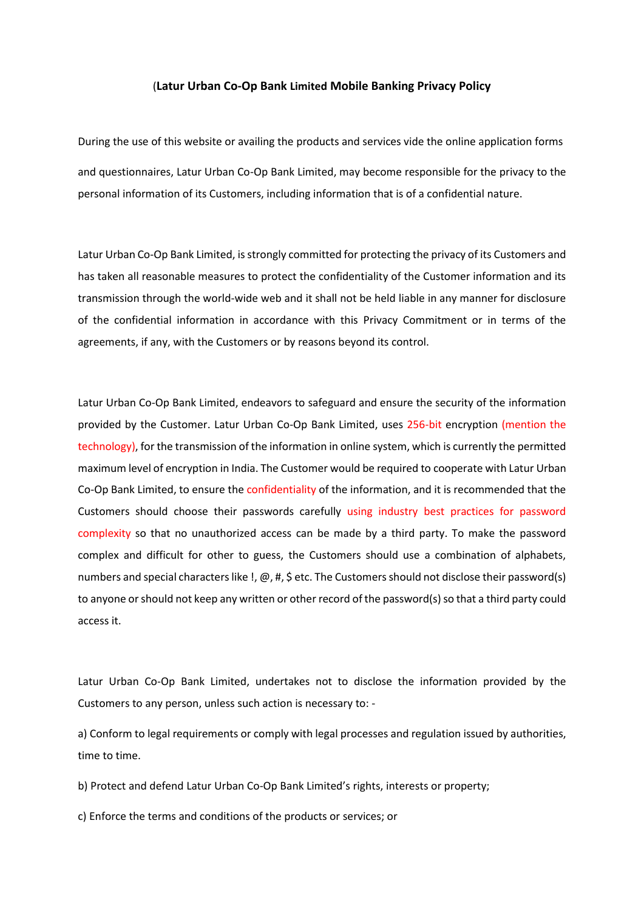# (Latur Urban Co-Op Bank Limited Mobile Banking Privacy Policy

During the use of this website or availing the products and services vide the online application forms and questionnaires, Latur Urban Co-Op Bank Limited, may become responsible for the privacy to the personal information of its Customers, including information that is of a confidential nature.

Latur Urban Co-Op Bank Limited, is strongly committed for protecting the privacy of its Customers and has taken all reasonable measures to protect the confidentiality of the Customer information and its transmission through the world-wide web and it shall not be held liable in any manner for disclosure of the confidential information in accordance with this Privacy Commitment or in terms of the agreements, if any, with the Customers or by reasons beyond its control.

Latur Urban Co-Op Bank Limited, endeavors to safeguard and ensure the security of the information provided by the Customer. Latur Urban Co-Op Bank Limited, uses 256-bit encryption (mention the technology), for the transmission of the information in online system, which is currently the permitted maximum level of encryption in India. The Customer would be required to cooperate with Latur Urban Co-Op Bank Limited, to ensure the confidentiality of the information, and it is recommended that the Customers should choose their passwords carefully using industry best practices for password complexity so that no unauthorized access can be made by a third party. To make the password complex and difficult for other to guess, the Customers should use a combination of alphabets, numbers and special characters like !, @, #, $ etc. The Customers should not disclose their password(s) to anyone or should not keep any written or other record of the password(s) so that a third party could access it.

Latur Urban Co-Op Bank Limited, undertakes not to disclose the information provided by the Customers to any person, unless such action is necessary to: -

a) Conform to legal requirements or comply with legal processes and regulation issued by authorities, time to time.

b) Protect and defend Latur Urban Co-Op Bank Limited's rights, interests or property;

c) Enforce the terms and conditions of the products or services; or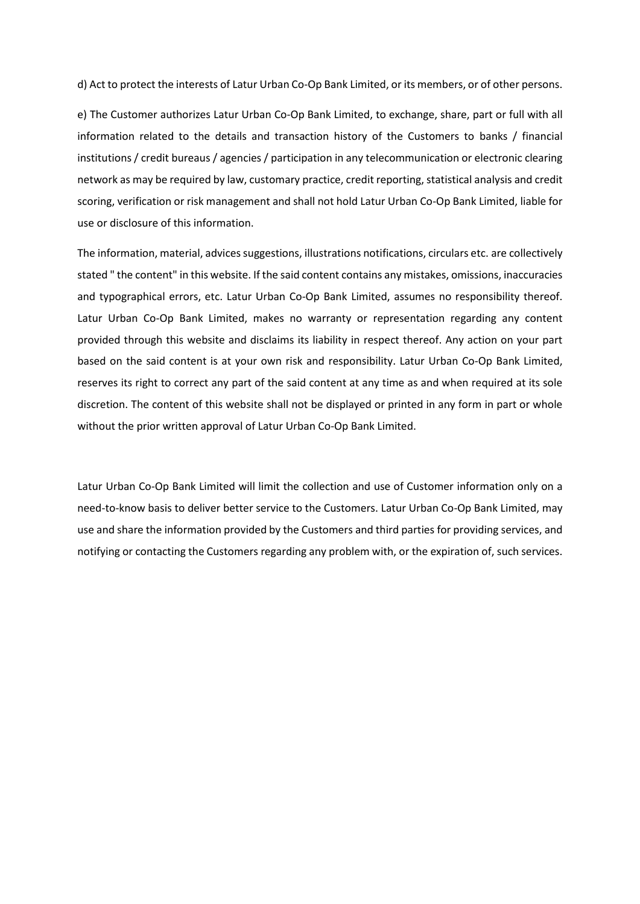d) Act to protect the interests of Latur Urban Co-Op Bank Limited, or its members, or of other persons.

e) The Customer authorizes Latur Urban Co-Op Bank Limited, to exchange, share, part or full with all information related to the details and transaction history of the Customers to banks / financial institutions / credit bureaus / agencies / participation in any telecommunication or electronic clearing network as may be required by law, customary practice, credit reporting, statistical analysis and credit scoring, verification or risk management and shall not hold Latur Urban Co-Op Bank Limited, liable for use or disclosure of this information.

The information, material, advices suggestions, illustrations notifications, circulars etc. are collectively stated " the content" in this website. If the said content contains any mistakes, omissions, inaccuracies and typographical errors, etc. Latur Urban Co-Op Bank Limited, assumes no responsibility thereof. Latur Urban Co-Op Bank Limited, makes no warranty or representation regarding any content provided through this website and disclaims its liability in respect thereof. Any action on your part based on the said content is at your own risk and responsibility. Latur Urban Co-Op Bank Limited, reserves its right to correct any part of the said content at any time as and when required at its sole discretion. The content of this website shall not be displayed or printed in any form in part or whole without the prior written approval of Latur Urban Co-Op Bank Limited.

Latur Urban Co-Op Bank Limited will limit the collection and use of Customer information only on a need-to-know basis to deliver better service to the Customers. Latur Urban Co-Op Bank Limited, may use and share the information provided by the Customers and third parties for providing services, and notifying or contacting the Customers regarding any problem with, or the expiration of, such services.